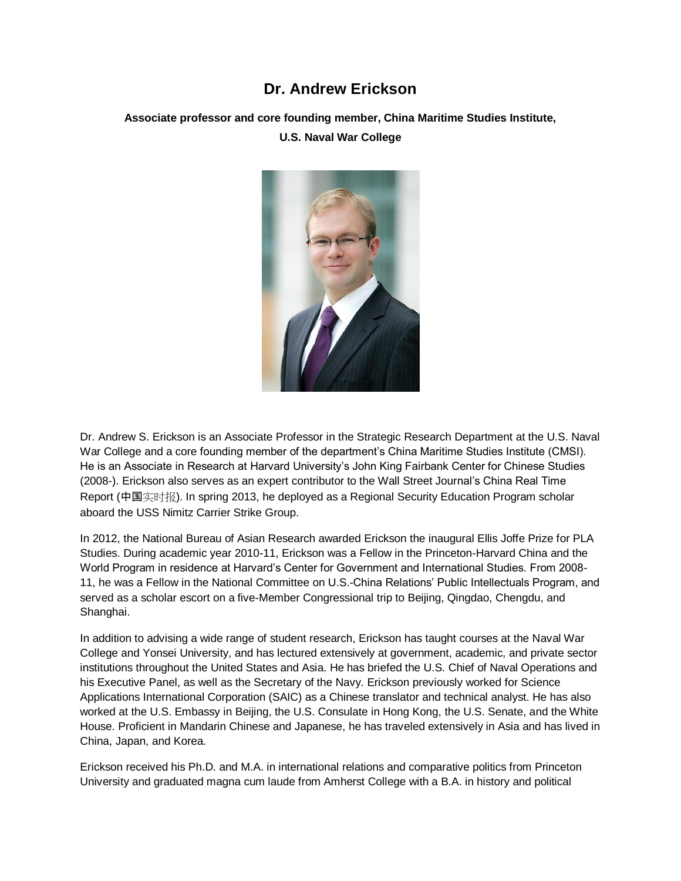# Dr. Andrew Erickson

**Associate professor and core founding member, China Maritime Studies Institute, U.S. Naval War College**

Dr. Andrew S. Erickson is an Associate Professor in the Strategic Research Department at the U.S. Naval War College and a core founding member of the department's China Maritime Studies Institute (CMSI). He is an Associate in Research at Harvard University's John King Fairbank Center for Chinese Studies (2008-). Erickson also serves as an expert contributor to the Wall Street Journal's China Real Time Report (中国实时报). In spring 2013, he deployed as a Regional Security Education Program scholar aboard the USS Nimitz Carrier Strike Group.

In 2012, the National Bureau of Asian Research awarded Erickson the inaugural Ellis Joffe Prize for PLA Studies. During academic year 2010-11, Erickson was a Fellow in the Princeton-Harvard China and the World Program in residence at Harvard's Center for Government and International Studies. From 2008-11, he was a Fellow in the National Committee on U.S.-China Relations' Public Intellectuals Program, and served as a scholar escort on a five-Member Congressional trip to Beijing, Qingdao, Chengdu, and Shanghai.

In addition to advising a wide range of student research, Erickson has taught courses at the Naval War College and Yonsei University, and has lectured extensively at government, academic, and private sector institutions throughout the United States and Asia. He has briefed the U.S. Chief of Naval Operations and his Executive Panel, as well as the Secretary of the Navy. Erickson previously worked for Science Applications International Corporation (SAIC) as a Chinese translator and technical analyst. He has also worked at the U.S. Embassy in Beijing, the U.S. Consulate in Hong Kong, the U.S. Senate, and the White House. Proficient in Mandarin Chinese and Japanese, he has traveled extensively in Asia and has lived in China, Japan, and Korea.

Erickson received his Ph.D. and M.A. in international relations and comparative politics from Princeton University and graduated magna cum laude from Amherst College with a B.A. in history and political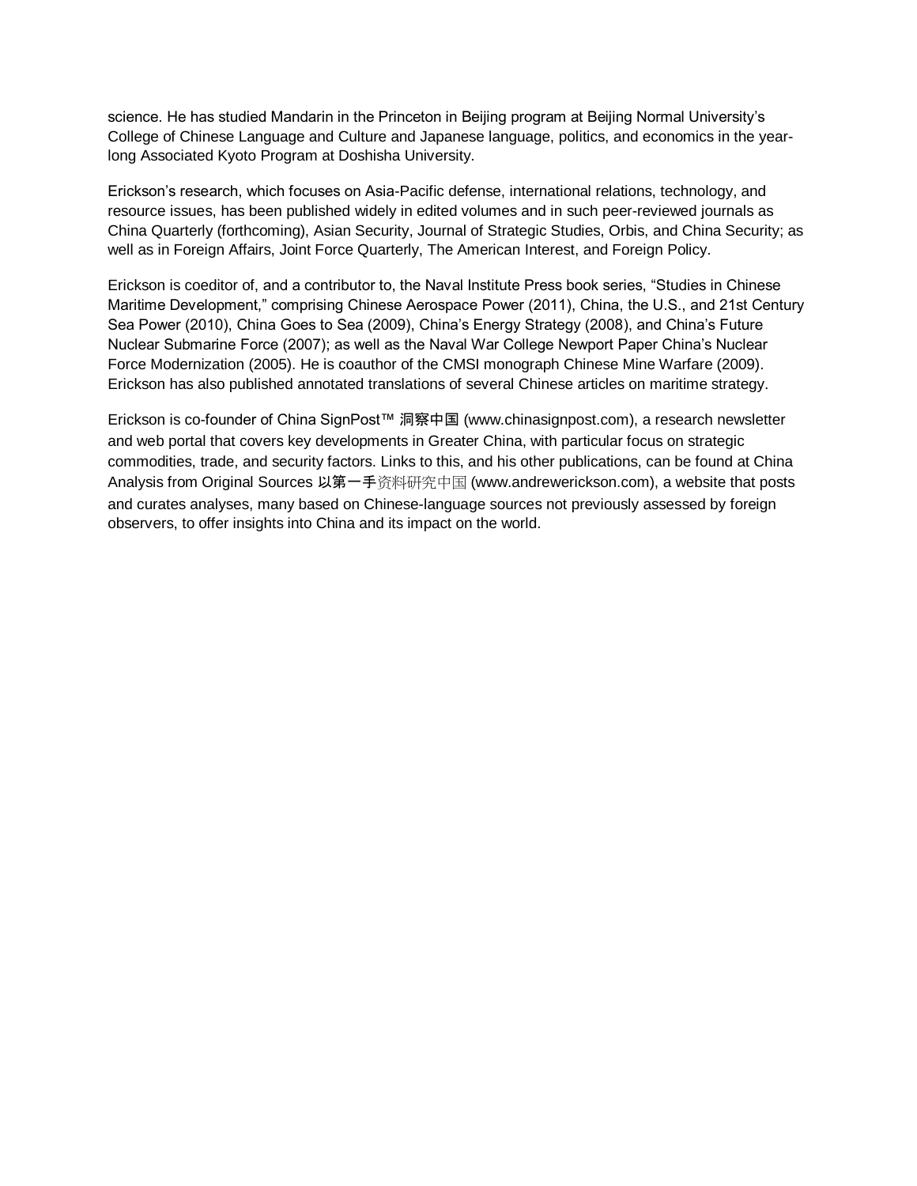science. He has studied Mandarin in the Princeton in Beijing program at Beijing Normal University's College of Chinese Language and Culture and Japanese language, politics, and economics in the year-long Associated Kyoto Program at Doshisha University.

Erickson's research, which focuses on Asia-Pacific defense, international relations, technology, and resource issues, has been published widely in edited volumes and in such peer-reviewed journals as China Quarterly (forthcoming), Asian Security, Journal of Strategic Studies, Orbis, and China Security; as well as in Foreign Affairs, Joint Force Quarterly, The American Interest, and Foreign Policy.

Erickson is coeditor of, and a contributor to, the Naval Institute Press book series, "Studies in Chinese Maritime Development," comprising Chinese Aerospace Power (2011), China, the U.S., and 21st Century Sea Power (2010), China Goes to Sea (2009), China's Energy Strategy (2008), and China's Future Nuclear Submarine Force (2007); as well as the Naval War College Newport Paper China's Nuclear Force Modernization (2005). He is coauthor of the CMSI monograph Chinese Mine Warfare (2009). Erickson has also published annotated translations of several Chinese articles on maritime strategy.

Erickson is co-founder of China SignPost™ 洞察中国 (www.chinasignpost.com), a research newsletter and web portal that covers key developments in Greater China, with particular focus on strategic commodities, trade, and security factors. Links to this, and his other publications, can be found at China Analysis from Original Sources 以第一手资料研究中国 (www.andrewerickson.com), a website that posts and curates analyses, many based on Chinese-language sources not previously assessed by foreign observers, to offer insights into China and its impact on the world.